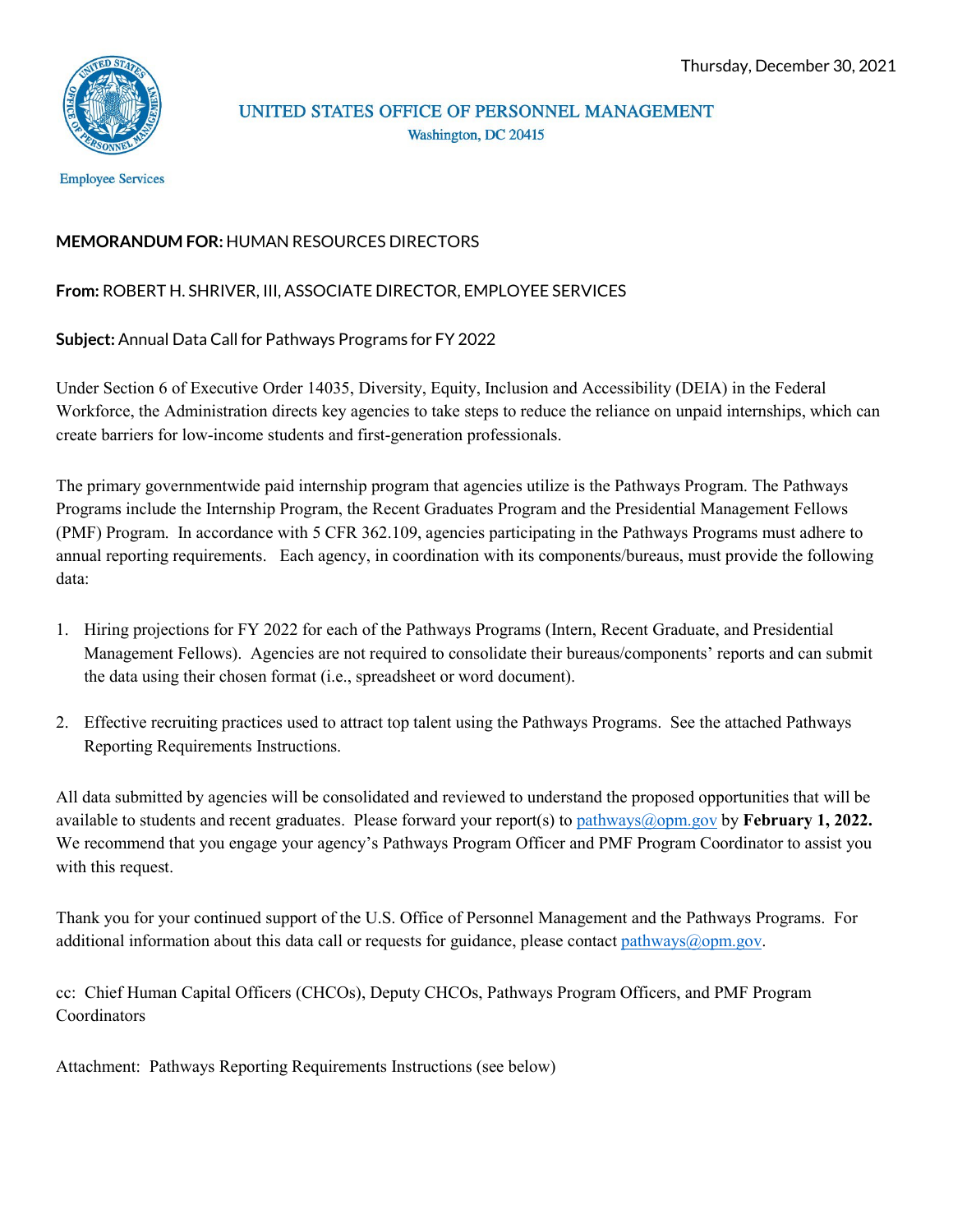Thursday, December 30, 2021

UNITED STATES OFFICE OF PERSONNEL MANAGEMENT
Washington, DC 20415

Employee Services

**MEMORANDUM FOR:** HUMAN RESOURCES DIRECTORS

**From:** ROBERT H. SHRIVER, III, ASSOCIATE DIRECTOR, EMPLOYEE SERVICES

**Subject:** Annual Data Call for Pathways Programs for FY 2022

Under Section 6 of Executive Order 14035, Diversity, Equity, Inclusion and Accessibility (DEIA) in the Federal Workforce, the Administration directs key agencies to take steps to reduce the reliance on unpaid internships, which can create barriers for low-income students and first-generation professionals.

The primary governmentwide paid internship program that agencies utilize is the Pathways Program. The Pathways Programs include the Internship Program, the Recent Graduates Program and the Presidential Management Fellows (PMF) Program. In accordance with 5 CFR 362.109, agencies participating in the Pathways Programs must adhere to annual reporting requirements. Each agency, in coordination with its components/bureaus, must provide the following data:

1. Hiring projections for FY 2022 for each of the Pathways Programs (Intern, Recent Graduate, and Presidential Management Fellows). Agencies are not required to consolidate their bureaus/components' reports and can submit the data using their chosen format (i.e., spreadsheet or word document).
2. Effective recruiting practices used to attract top talent using the Pathways Programs. See the attached Pathways Reporting Requirements Instructions.

All data submitted by agencies will be consolidated and reviewed to understand the proposed opportunities that will be available to students and recent graduates. Please forward your report(s) to pathways@opm.gov by **February 1, 2022.** We recommend that you engage your agency's Pathways Program Officer and PMF Program Coordinator to assist you with this request.

Thank you for your continued support of the U.S. Office of Personnel Management and the Pathways Programs. For additional information about this data call or requests for guidance, please contact pathways@opm.gov.

cc: Chief Human Capital Officers (CHCOs), Deputy CHCOs, Pathways Program Officers, and PMF Program Coordinators

Attachment: Pathways Reporting Requirements Instructions (see below)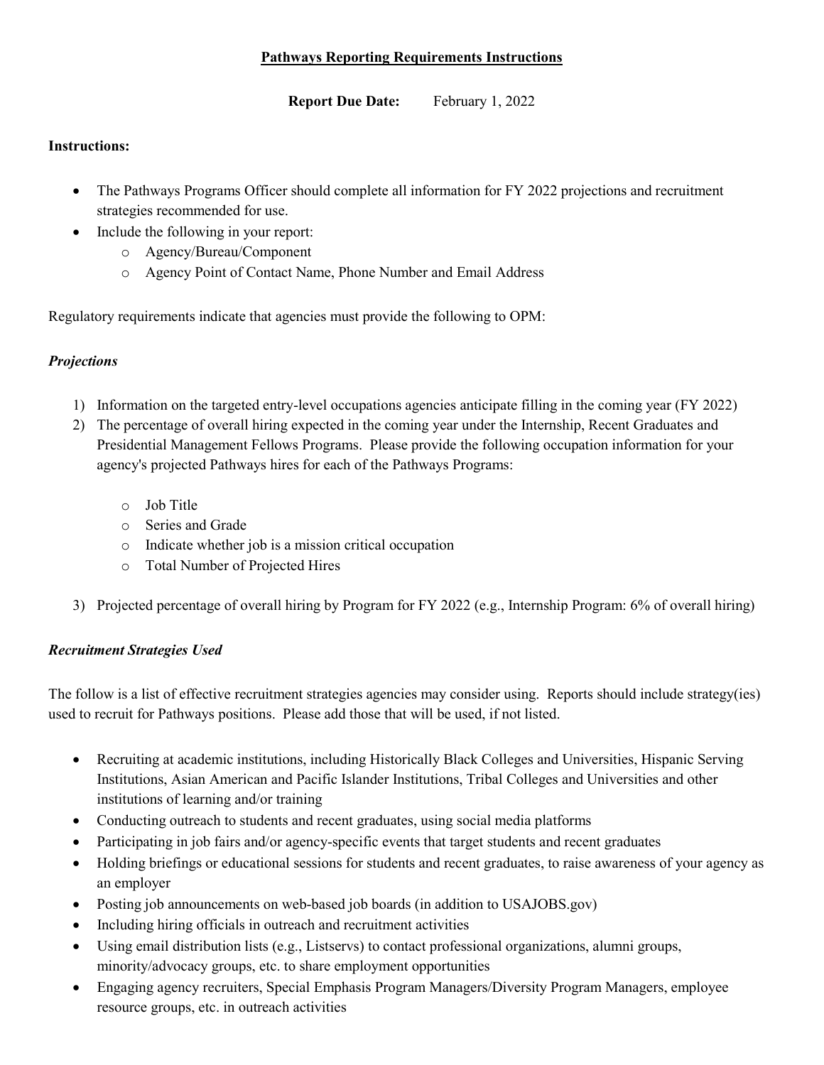**Pathways Reporting Requirements Instructions**

**Report Due Date:** February 1, 2022

**Instructions:**

- The Pathways Programs Officer should complete all information for FY 2022 projections and recruitment strategies recommended for use.
- Include the following in your report:
    - Agency/Bureau/Component
    - Agency Point of Contact Name, Phone Number and Email Address

Regulatory requirements indicate that agencies must provide the following to OPM:

***Projections***

1) Information on the targeted entry-level occupations agencies anticipate filling in the coming year (FY 2022)
2) The percentage of overall hiring expected in the coming year under the Internship, Recent Graduates and Presidential Management Fellows Programs. Please provide the following occupation information for your agency's projected Pathways hires for each of the Pathways Programs:
    - Job Title
    - Series and Grade
    - Indicate whether job is a mission critical occupation
    - Total Number of Projected Hires
3) Projected percentage of overall hiring by Program for FY 2022 (e.g., Internship Program: 6% of overall hiring)

***Recruitment Strategies Used***

The follow is a list of effective recruitment strategies agencies may consider using. Reports should include strategy(ies) used to recruit for Pathways positions. Please add those that will be used, if not listed.

- Recruiting at academic institutions, including Historically Black Colleges and Universities, Hispanic Serving Institutions, Asian American and Pacific Islander Institutions, Tribal Colleges and Universities and other institutions of learning and/or training
- Conducting outreach to students and recent graduates, using social media platforms
- Participating in job fairs and/or agency-specific events that target students and recent graduates
- Holding briefings or educational sessions for students and recent graduates, to raise awareness of your agency as an employer
- Posting job announcements on web-based job boards (in addition to USAJOBS.gov)
- Including hiring officials in outreach and recruitment activities
- Using email distribution lists (e.g., Listservs) to contact professional organizations, alumni groups, minority/advocacy groups, etc. to share employment opportunities
- Engaging agency recruiters, Special Emphasis Program Managers/Diversity Program Managers, employee resource groups, etc. in outreach activities